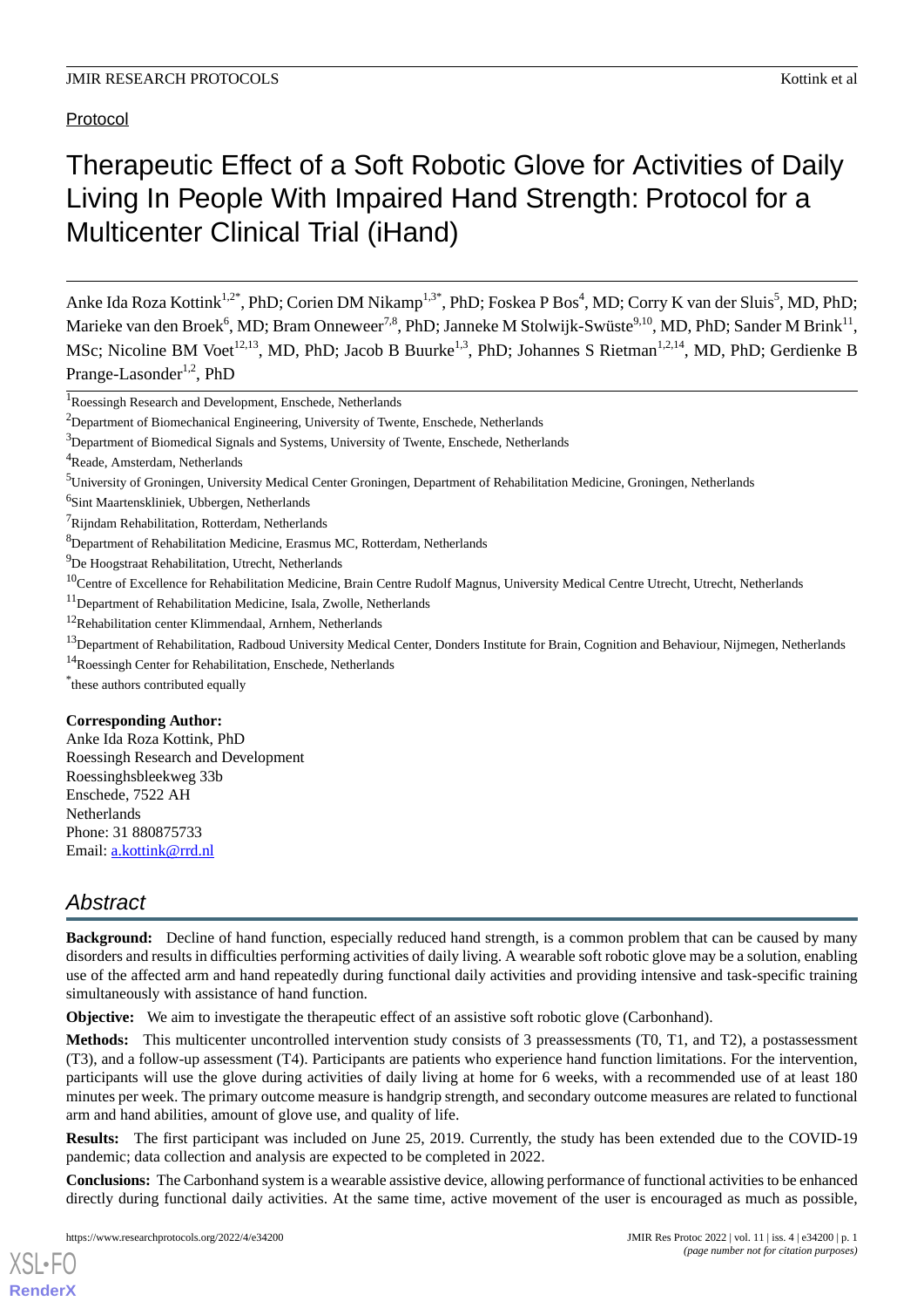Protocol

# Therapeutic Effect of a Soft Robotic Glove for Activities of Daily Living In People With Impaired Hand Strength: Protocol for a Multicenter Clinical Trial (iHand)

Anke Ida Roza Kottink[1,2*], PhD; Corien DM Nikamp[1,3*], PhD; Foskea P Bos[4], MD; Corry K van der Sluis[5], MD, PhD; Marieke van den Broek[6], MD; Bram Onneweer[7,8], PhD; Janneke M Stolwijk-Swüste[9,10], MD, PhD; Sander M Brink[11], MSc; Nicoline BM Voet[12,13], MD, PhD; Jacob B Buurke[1,3], PhD; Johannes S Rietman[1,2,14], MD, PhD; Gerdienke B Prange-Lasonder[1,2], PhD

[1]Roessingh Research and Development, Enschede, Netherlands

[2]Department of Biomechanical Engineering, University of Twente, Enschede, Netherlands

[3]Department of Biomedical Signals and Systems, University of Twente, Enschede, Netherlands

[4]Reade, Amsterdam, Netherlands

[5]University of Groningen, University Medical Center Groningen, Department of Rehabilitation Medicine, Groningen, Netherlands

[6]Sint Maartenskliniek, Ubbergen, Netherlands

[7]Rijndam Rehabilitation, Rotterdam, Netherlands

[8]Department of Rehabilitation Medicine, Erasmus MC, Rotterdam, Netherlands

[9]De Hoogstraat Rehabilitation, Utrecht, Netherlands

[10]Centre of Excellence for Rehabilitation Medicine, Brain Centre Rudolf Magnus, University Medical Centre Utrecht, Utrecht, Netherlands

[11]Department of Rehabilitation Medicine, Isala, Zwolle, Netherlands

[12]Rehabilitation center Klimmendaal, Arnhem, Netherlands

[13]Department of Rehabilitation, Radboud University Medical Center, Donders Institute for Brain, Cognition and Behaviour, Nijmegen, Netherlands

[14]Roessingh Center for Rehabilitation, Enschede, Netherlands

*these authors contributed equally

**Corresponding Author:**
Anke Ida Roza Kottink, PhD
Roessingh Research and Development
Roessinghsbleekweg 33b
Enschede, 7522 AH
Netherlands
Phone: 31 880875733
Email: a.kottink@rrd.nl

## Abstract

**Background:** Decline of hand function, especially reduced hand strength, is a common problem that can be caused by many disorders and results in difficulties performing activities of daily living. A wearable soft robotic glove may be a solution, enabling use of the affected arm and hand repeatedly during functional daily activities and providing intensive and task-specific training simultaneously with assistance of hand function.

**Objective:** We aim to investigate the therapeutic effect of an assistive soft robotic glove (Carbonhand).

**Methods:** This multicenter uncontrolled intervention study consists of 3 preassessments (T0, T1, and T2), a postassessment (T3), and a follow-up assessment (T4). Participants are patients who experience hand function limitations. For the intervention, participants will use the glove during activities of daily living at home for 6 weeks, with a recommended use of at least 180 minutes per week. The primary outcome measure is handgrip strength, and secondary outcome measures are related to functional arm and hand abilities, amount of glove use, and quality of life.

**Results:** The first participant was included on June 25, 2019. Currently, the study has been extended due to the COVID-19 pandemic; data collection and analysis are expected to be completed in 2022.

**Conclusions:** The Carbonhand system is a wearable assistive device, allowing performance of functional activities to be enhanced directly during functional daily activities. At the same time, active movement of the user is encouraged as much as possible,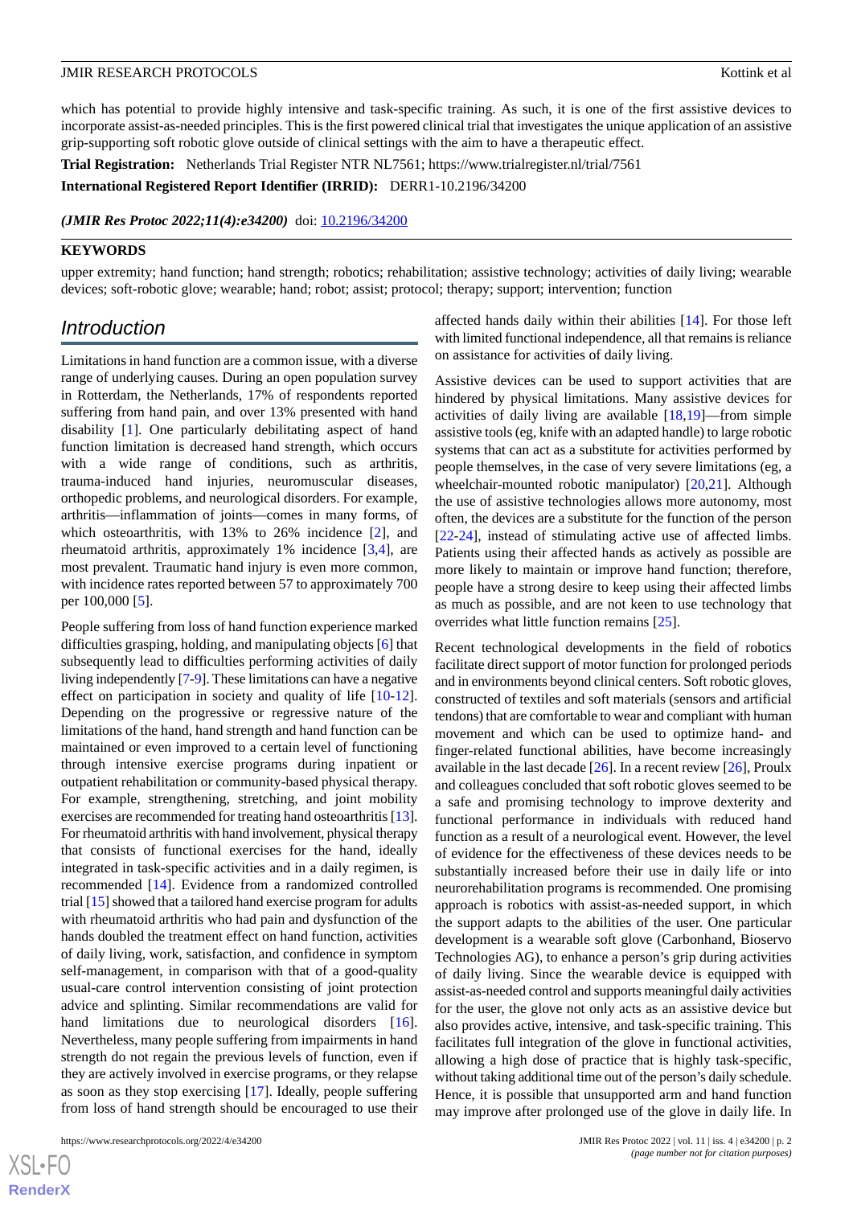which has potential to provide highly intensive and task-specific training. As such, it is one of the first assistive devices to incorporate assist-as-needed principles. This is the first powered clinical trial that investigates the unique application of an assistive grip-supporting soft robotic glove outside of clinical settings with the aim to have a therapeutic effect.

**Trial Registration:** Netherlands Trial Register NTR NL7561; https://www.trialregister.nl/trial/7561

**International Registered Report Identifier (IRRID):** DERR1-10.2196/34200

***(JMIR Res Protoc 2022;11(4):e34200)*** doi: 10.2196/34200

**KEYWORDS**

upper extremity; hand function; hand strength; robotics; rehabilitation; assistive technology; activities of daily living; wearable devices; soft-robotic glove; wearable; hand; robot; assist; protocol; therapy; support; intervention; function

## Introduction

Limitations in hand function are a common issue, with a diverse range of underlying causes. During an open population survey in Rotterdam, the Netherlands, 17% of respondents reported suffering from hand pain, and over 13% presented with hand disability [1]. One particularly debilitating aspect of hand function limitation is decreased hand strength, which occurs with a wide range of conditions, such as arthritis, trauma-induced hand injuries, neuromuscular diseases, orthopedic problems, and neurological disorders. For example, arthritis—inflammation of joints—comes in many forms, of which osteoarthritis, with 13% to 26% incidence [2], and rheumatoid arthritis, approximately 1% incidence [3,4], are most prevalent. Traumatic hand injury is even more common, with incidence rates reported between 57 to approximately 700 per 100,000 [5].

People suffering from loss of hand function experience marked difficulties grasping, holding, and manipulating objects [6] that subsequently lead to difficulties performing activities of daily living independently [7-9]. These limitations can have a negative effect on participation in society and quality of life [10-12]. Depending on the progressive or regressive nature of the limitations of the hand, hand strength and hand function can be maintained or even improved to a certain level of functioning through intensive exercise programs during inpatient or outpatient rehabilitation or community-based physical therapy. For example, strengthening, stretching, and joint mobility exercises are recommended for treating hand osteoarthritis [13]. For rheumatoid arthritis with hand involvement, physical therapy that consists of functional exercises for the hand, ideally integrated in task-specific activities and in a daily regimen, is recommended [14]. Evidence from a randomized controlled trial [15] showed that a tailored hand exercise program for adults with rheumatoid arthritis who had pain and dysfunction of the hands doubled the treatment effect on hand function, activities of daily living, work, satisfaction, and confidence in symptom self-management, in comparison with that of a good-quality usual-care control intervention consisting of joint protection advice and splinting. Similar recommendations are valid for hand limitations due to neurological disorders [16]. Nevertheless, many people suffering from impairments in hand strength do not regain the previous levels of function, even if they are actively involved in exercise programs, or they relapse as soon as they stop exercising [17]. Ideally, people suffering from loss of hand strength should be encouraged to use their affected hands daily within their abilities [14]. For those left with limited functional independence, all that remains is reliance on assistance for activities of daily living.

Assistive devices can be used to support activities that are hindered by physical limitations. Many assistive devices for activities of daily living are available [18,19]—from simple assistive tools (eg, knife with an adapted handle) to large robotic systems that can act as a substitute for activities performed by people themselves, in the case of very severe limitations (eg, a wheelchair-mounted robotic manipulator) [20,21]. Although the use of assistive technologies allows more autonomy, most often, the devices are a substitute for the function of the person [22-24], instead of stimulating active use of affected limbs. Patients using their affected hands as actively as possible are more likely to maintain or improve hand function; therefore, people have a strong desire to keep using their affected limbs as much as possible, and are not keen to use technology that overrides what little function remains [25].

Recent technological developments in the field of robotics facilitate direct support of motor function for prolonged periods and in environments beyond clinical centers. Soft robotic gloves, constructed of textiles and soft materials (sensors and artificial tendons) that are comfortable to wear and compliant with human movement and which can be used to optimize hand- and finger-related functional abilities, have become increasingly available in the last decade [26]. In a recent review [26], Proulx and colleagues concluded that soft robotic gloves seemed to be a safe and promising technology to improve dexterity and functional performance in individuals with reduced hand function as a result of a neurological event. However, the level of evidence for the effectiveness of these devices needs to be substantially increased before their use in daily life or into neurorehabilitation programs is recommended. One promising approach is robotics with assist-as-needed support, in which the support adapts to the abilities of the user. One particular development is a wearable soft glove (Carbonhand, Bioservo Technologies AG), to enhance a person's grip during activities of daily living. Since the wearable device is equipped with assist-as-needed control and supports meaningful daily activities for the user, the glove not only acts as an assistive device but also provides active, intensive, and task-specific training. This facilitates full integration of the glove in functional activities, allowing a high dose of practice that is highly task-specific, without taking additional time out of the person's daily schedule. Hence, it is possible that unsupported arm and hand function may improve after prolonged use of the glove in daily life. In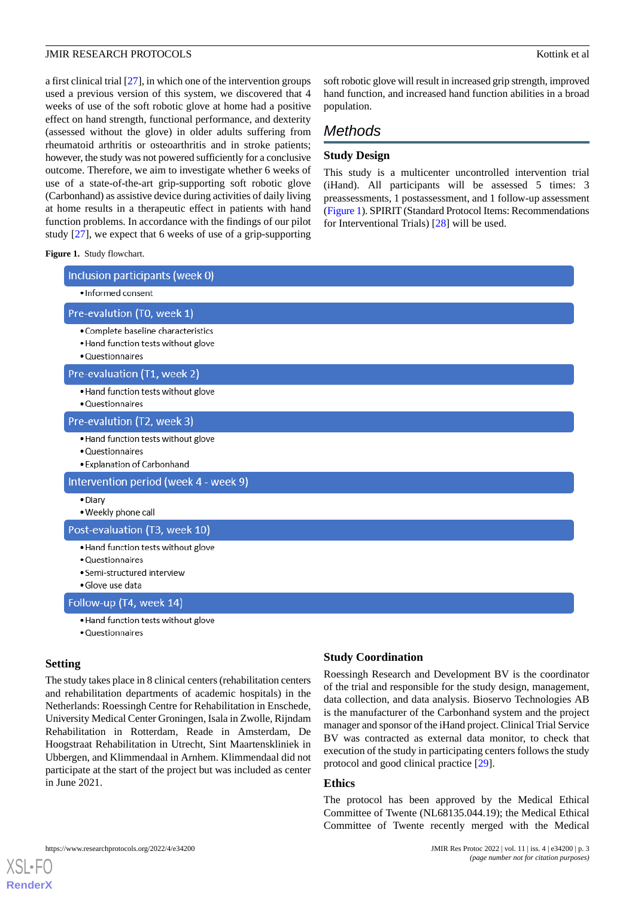a first clinical trial [27], in which one of the intervention groups used a previous version of this system, we discovered that 4 weeks of use of the soft robotic glove at home had a positive effect on hand strength, functional performance, and dexterity (assessed without the glove) in older adults suffering from rheumatoid arthritis or osteoarthritis and in stroke patients; however, the study was not powered sufficiently for a conclusive outcome. Therefore, we aim to investigate whether 6 weeks of use of a state-of-the-art grip-supporting soft robotic glove (Carbonhand) as assistive device during activities of daily living at home results in a therapeutic effect in patients with hand function problems. In accordance with the findings of our pilot study [27], we expect that 6 weeks of use of a grip-supporting soft robotic glove will result in increased grip strength, improved hand function, and increased hand function abilities in a broad population.

## *Methods*

### Study Design

This study is a multicenter uncontrolled intervention trial (iHand). All participants will be assessed 5 times: 3 preassessments, 1 postassessment, and 1 follow-up assessment (Figure 1). SPIRIT (Standard Protocol Items: Recommendations for Interventional Trials) [28] will be used.

**Figure 1.** Study flowchart.

**Inclusion participants (week 0)**
- Informed consent

**Pre-evalution (T0, week 1)**
- Complete baseline characteristics
- Hand function tests without glove
- Questionnaires

**Pre-evaluation (T1, week 2)**
- Hand function tests without glove
- Questionnaires

**Pre-evalution (T2, week 3)**
- Hand function tests without glove
- Questionnaires
- Explanation of Carbonhand

**Intervention period (week 4 - week 9)**
- Diary
- Weekly phone call

**Post-evaluation (T3, week 10)**
- Hand function tests without glove
- Questionnaires
- Semi-structured interview
- Glove use data

**Follow-up (T4, week 14)**
- Hand function tests without glove
- Questionnaires

### Setting

The study takes place in 8 clinical centers (rehabilitation centers and rehabilitation departments of academic hospitals) in the Netherlands: Roessingh Centre for Rehabilitation in Enschede, University Medical Center Groningen, Isala in Zwolle, Rijndam Rehabilitation in Rotterdam, Reade in Amsterdam, De Hoogstraat Rehabilitation in Utrecht, Sint Maartenskliniek in Ubbergen, and Klimmendaal in Arnhem. Klimmendaal did not participate at the start of the project but was included as center in June 2021.

### Study Coordination

Roessingh Research and Development BV is the coordinator of the trial and responsible for the study design, management, data collection, and data analysis. Bioservo Technologies AB is the manufacturer of the Carbonhand system and the project manager and sponsor of the iHand project. Clinical Trial Service BV was contracted as external data monitor, to check that execution of the study in participating centers follows the study protocol and good clinical practice [29].

### Ethics

The protocol has been approved by the Medical Ethical Committee of Twente (NL68135.044.19); the Medical Ethical Committee of Twente recently merged with the Medical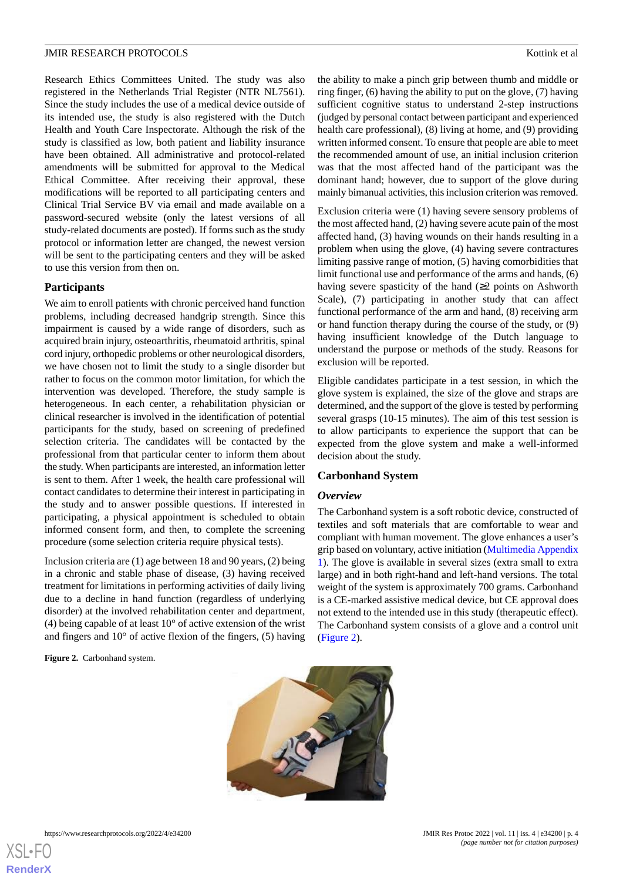Research Ethics Committees United. The study was also registered in the Netherlands Trial Register (NTR NL7561). Since the study includes the use of a medical device outside of its intended use, the study is also registered with the Dutch Health and Youth Care Inspectorate. Although the risk of the study is classified as low, both patient and liability insurance have been obtained. All administrative and protocol-related amendments will be submitted for approval to the Medical Ethical Committee. After receiving their approval, these modifications will be reported to all participating centers and Clinical Trial Service BV via email and made available on a password-secured website (only the latest versions of all study-related documents are posted). If forms such as the study protocol or information letter are changed, the newest version will be sent to the participating centers and they will be asked to use this version from then on.

## Participants

We aim to enroll patients with chronic perceived hand function problems, including decreased handgrip strength. Since this impairment is caused by a wide range of disorders, such as acquired brain injury, osteoarthritis, rheumatoid arthritis, spinal cord injury, orthopedic problems or other neurological disorders, we have chosen not to limit the study to a single disorder but rather to focus on the common motor limitation, for which the intervention was developed. Therefore, the study sample is heterogeneous. In each center, a rehabilitation physician or clinical researcher is involved in the identification of potential participants for the study, based on screening of predefined selection criteria. The candidates will be contacted by the professional from that particular center to inform them about the study. When participants are interested, an information letter is sent to them. After 1 week, the health care professional will contact candidates to determine their interest in participating in the study and to answer possible questions. If interested in participating, a physical appointment is scheduled to obtain informed consent form, and then, to complete the screening procedure (some selection criteria require physical tests).

Inclusion criteria are (1) age between 18 and 90 years, (2) being in a chronic and stable phase of disease, (3) having received treatment for limitations in performing activities of daily living due to a decline in hand function (regardless of underlying disorder) at the involved rehabilitation center and department, (4) being capable of at least 10° of active extension of the wrist and fingers and 10° of active flexion of the fingers, (5) having the ability to make a pinch grip between thumb and middle or ring finger, (6) having the ability to put on the glove, (7) having sufficient cognitive status to understand 2-step instructions (judged by personal contact between participant and experienced health care professional), (8) living at home, and (9) providing written informed consent. To ensure that people are able to meet the recommended amount of use, an initial inclusion criterion was that the most affected hand of the participant was the dominant hand; however, due to support of the glove during mainly bimanual activities, this inclusion criterion was removed.

Exclusion criteria were (1) having severe sensory problems of the most affected hand, (2) having severe acute pain of the most affected hand, (3) having wounds on their hands resulting in a problem when using the glove, (4) having severe contractures limiting passive range of motion, (5) having comorbidities that limit functional use and performance of the arms and hands, (6) having severe spasticity of the hand (≥2 points on Ashworth Scale), (7) participating in another study that can affect functional performance of the arm and hand, (8) receiving arm or hand function therapy during the course of the study, or (9) having insufficient knowledge of the Dutch language to understand the purpose or methods of the study. Reasons for exclusion will be reported.

Eligible candidates participate in a test session, in which the glove system is explained, the size of the glove and straps are determined, and the support of the glove is tested by performing several grasps (10-15 minutes). The aim of this test session is to allow participants to experience the support that can be expected from the glove system and make a well-informed decision about the study.

## Carbonhand System

### *Overview*

The Carbonhand system is a soft robotic device, constructed of textiles and soft materials that are comfortable to wear and compliant with human movement. The glove enhances a user's grip based on voluntary, active initiation (Multimedia Appendix 1). The glove is available in several sizes (extra small to extra large) and in both right-hand and left-hand versions. The total weight of the system is approximately 700 grams. Carbonhand is a CE-marked assistive medical device, but CE approval does not extend to the intended use in this study (therapeutic effect). The Carbonhand system consists of a glove and a control unit (Figure 2).

**Figure 2.** Carbonhand system.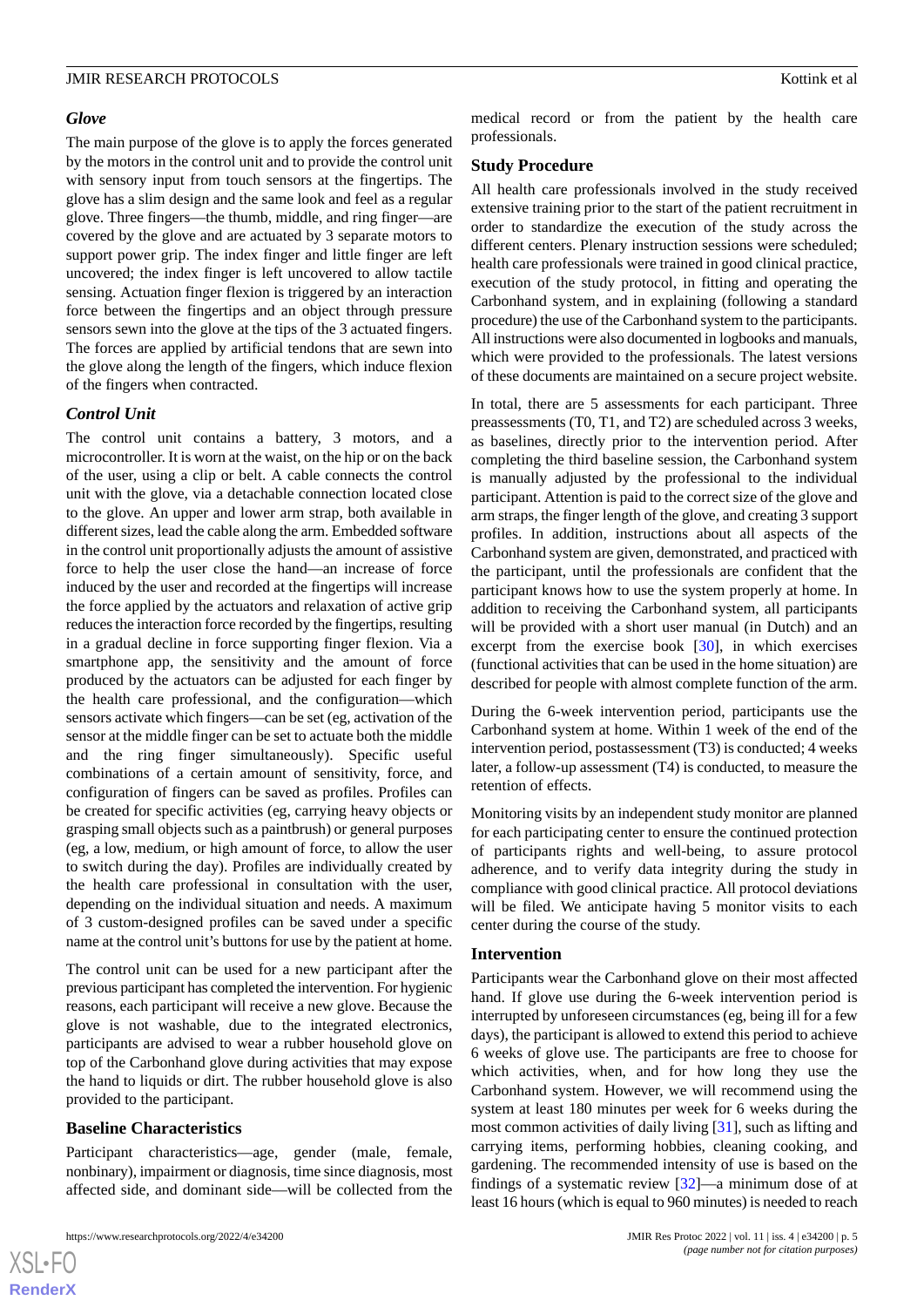### Glove

The main purpose of the glove is to apply the forces generated by the motors in the control unit and to provide the control unit with sensory input from touch sensors at the fingertips. The glove has a slim design and the same look and feel as a regular glove. Three fingers—the thumb, middle, and ring finger—are covered by the glove and are actuated by 3 separate motors to support power grip. The index finger and little finger are left uncovered; the index finger is left uncovered to allow tactile sensing. Actuation finger flexion is triggered by an interaction force between the fingertips and an object through pressure sensors sewn into the glove at the tips of the 3 actuated fingers. The forces are applied by artificial tendons that are sewn into the glove along the length of the fingers, which induce flexion of the fingers when contracted.

### Control Unit

The control unit contains a battery, 3 motors, and a microcontroller. It is worn at the waist, on the hip or on the back of the user, using a clip or belt. A cable connects the control unit with the glove, via a detachable connection located close to the glove. An upper and lower arm strap, both available in different sizes, lead the cable along the arm. Embedded software in the control unit proportionally adjusts the amount of assistive force to help the user close the hand—an increase of force induced by the user and recorded at the fingertips will increase the force applied by the actuators and relaxation of active grip reduces the interaction force recorded by the fingertips, resulting in a gradual decline in force supporting finger flexion. Via a smartphone app, the sensitivity and the amount of force produced by the actuators can be adjusted for each finger by the health care professional, and the configuration—which sensors activate which fingers—can be set (eg, activation of the sensor at the middle finger can be set to actuate both the middle and the ring finger simultaneously). Specific useful combinations of a certain amount of sensitivity, force, and configuration of fingers can be saved as profiles. Profiles can be created for specific activities (eg, carrying heavy objects or grasping small objects such as a paintbrush) or general purposes (eg, a low, medium, or high amount of force, to allow the user to switch during the day). Profiles are individually created by the health care professional in consultation with the user, depending on the individual situation and needs. A maximum of 3 custom-designed profiles can be saved under a specific name at the control unit's buttons for use by the patient at home.

The control unit can be used for a new participant after the previous participant has completed the intervention. For hygienic reasons, each participant will receive a new glove. Because the glove is not washable, due to the integrated electronics, participants are advised to wear a rubber household glove on top of the Carbonhand glove during activities that may expose the hand to liquids or dirt. The rubber household glove is also provided to the participant.

## Baseline Characteristics

Participant characteristics—age, gender (male, female, nonbinary), impairment or diagnosis, time since diagnosis, most affected side, and dominant side—will be collected from the medical record or from the patient by the health care professionals.

## Study Procedure

All health care professionals involved in the study received extensive training prior to the start of the patient recruitment in order to standardize the execution of the study across the different centers. Plenary instruction sessions were scheduled; health care professionals were trained in good clinical practice, execution of the study protocol, in fitting and operating the Carbonhand system, and in explaining (following a standard procedure) the use of the Carbonhand system to the participants. All instructions were also documented in logbooks and manuals, which were provided to the professionals. The latest versions of these documents are maintained on a secure project website.

In total, there are 5 assessments for each participant. Three preassessments (T0, T1, and T2) are scheduled across 3 weeks, as baselines, directly prior to the intervention period. After completing the third baseline session, the Carbonhand system is manually adjusted by the professional to the individual participant. Attention is paid to the correct size of the glove and arm straps, the finger length of the glove, and creating 3 support profiles. In addition, instructions about all aspects of the Carbonhand system are given, demonstrated, and practiced with the participant, until the professionals are confident that the participant knows how to use the system properly at home. In addition to receiving the Carbonhand system, all participants will be provided with a short user manual (in Dutch) and an excerpt from the exercise book [30], in which exercises (functional activities that can be used in the home situation) are described for people with almost complete function of the arm.

During the 6-week intervention period, participants use the Carbonhand system at home. Within 1 week of the end of the intervention period, postassessment (T3) is conducted; 4 weeks later, a follow-up assessment (T4) is conducted, to measure the retention of effects.

Monitoring visits by an independent study monitor are planned for each participating center to ensure the continued protection of participants rights and well-being, to assure protocol adherence, and to verify data integrity during the study in compliance with good clinical practice. All protocol deviations will be filed. We anticipate having 5 monitor visits to each center during the course of the study.

## Intervention

Participants wear the Carbonhand glove on their most affected hand. If glove use during the 6-week intervention period is interrupted by unforeseen circumstances (eg, being ill for a few days), the participant is allowed to extend this period to achieve 6 weeks of glove use. The participants are free to choose for which activities, when, and for how long they use the Carbonhand system. However, we will recommend using the system at least 180 minutes per week for 6 weeks during the most common activities of daily living [31], such as lifting and carrying items, performing hobbies, cleaning cooking, and gardening. The recommended intensity of use is based on the findings of a systematic review [32]—a minimum dose of at least 16 hours (which is equal to 960 minutes) is needed to reach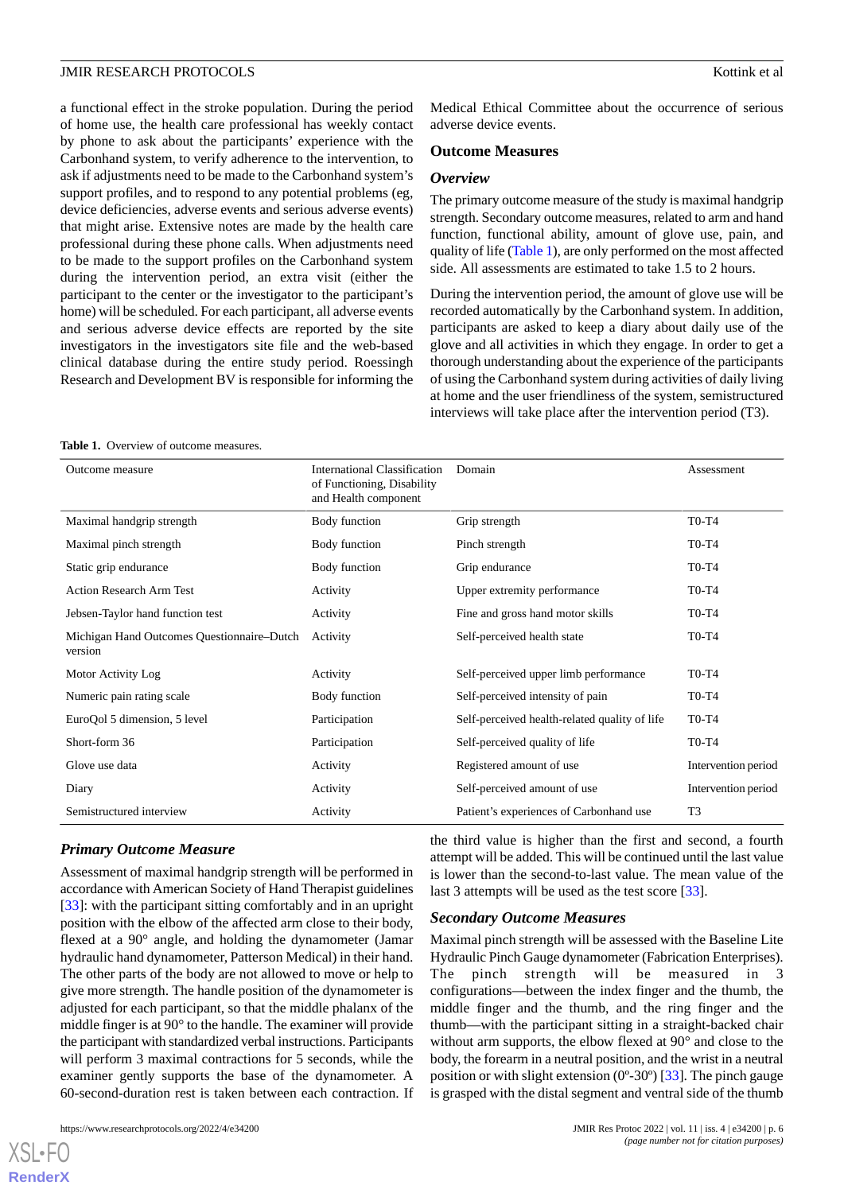a functional effect in the stroke population. During the period of home use, the health care professional has weekly contact by phone to ask about the participants' experience with the Carbonhand system, to verify adherence to the intervention, to ask if adjustments need to be made to the Carbonhand system's support profiles, and to respond to any potential problems (eg, device deficiencies, adverse events and serious adverse events) that might arise. Extensive notes are made by the health care professional during these phone calls. When adjustments need to be made to the support profiles on the Carbonhand system during the intervention period, an extra visit (either the participant to the center or the investigator to the participant's home) will be scheduled. For each participant, all adverse events and serious adverse device effects are reported by the site investigators in the investigators site file and the web-based clinical database during the entire study period. Roessingh Research and Development BV is responsible for informing the Medical Ethical Committee about the occurrence of serious adverse device events.

## Outcome Measures

### Overview

The primary outcome measure of the study is maximal handgrip strength. Secondary outcome measures, related to arm and hand function, functional ability, amount of glove use, pain, and quality of life (Table 1), are only performed on the most affected side. All assessments are estimated to take 1.5 to 2 hours.

During the intervention period, the amount of glove use will be recorded automatically by the Carbonhand system. In addition, participants are asked to keep a diary about daily use of the glove and all activities in which they engage. In order to get a thorough understanding about the experience of the participants of using the Carbonhand system during activities of daily living at home and the user friendliness of the system, semistructured interviews will take place after the intervention period (T3).

**Table 1.** Overview of outcome measures.

| Outcome measure | International Classification of Functioning, Disability and Health component | Domain | Assessment |
|---|---|---|---|
| Maximal handgrip strength | Body function | Grip strength | T0-T4 |
| Maximal pinch strength | Body function | Pinch strength | T0-T4 |
| Static grip endurance | Body function | Grip endurance | T0-T4 |
| Action Research Arm Test | Activity | Upper extremity performance | T0-T4 |
| Jebsen-Taylor hand function test | Activity | Fine and gross hand motor skills | T0-T4 |
| Michigan Hand Outcomes Questionnaire–Dutch version | Activity | Self-perceived health state | T0-T4 |
| Motor Activity Log | Activity | Self-perceived upper limb performance | T0-T4 |
| Numeric pain rating scale | Body function | Self-perceived intensity of pain | T0-T4 |
| EuroQol 5 dimension, 5 level | Participation | Self-perceived health-related quality of life | T0-T4 |
| Short-form 36 | Participation | Self-perceived quality of life | T0-T4 |
| Glove use data | Activity | Registered amount of use | Intervention period |
| Diary | Activity | Self-perceived amount of use | Intervention period |
| Semistructured interview | Activity | Patient's experiences of Carbonhand use | T3 |

### Primary Outcome Measure

Assessment of maximal handgrip strength will be performed in accordance with American Society of Hand Therapist guidelines [33]: with the participant sitting comfortably and in an upright position with the elbow of the affected arm close to their body, flexed at a 90° angle, and holding the dynamometer (Jamar hydraulic hand dynamometer, Patterson Medical) in their hand. The other parts of the body are not allowed to move or help to give more strength. The handle position of the dynamometer is adjusted for each participant, so that the middle phalanx of the middle finger is at 90° to the handle. The examiner will provide the participant with standardized verbal instructions. Participants will perform 3 maximal contractions for 5 seconds, while the examiner gently supports the base of the dynamometer. A 60-second-duration rest is taken between each contraction. If the third value is higher than the first and second, a fourth attempt will be added. This will be continued until the last value is lower than the second-to-last value. The mean value of the last 3 attempts will be used as the test score [33].

### Secondary Outcome Measures

Maximal pinch strength will be assessed with the Baseline Lite Hydraulic Pinch Gauge dynamometer (Fabrication Enterprises). The pinch strength will be measured in 3 configurations—between the index finger and the thumb, the middle finger and the thumb, and the ring finger and the thumb—with the participant sitting in a straight-backed chair without arm supports, the elbow flexed at 90° and close to the body, the forearm in a neutral position, and the wrist in a neutral position or with slight extension (0º-30º) [33]. The pinch gauge is grasped with the distal segment and ventral side of the thumb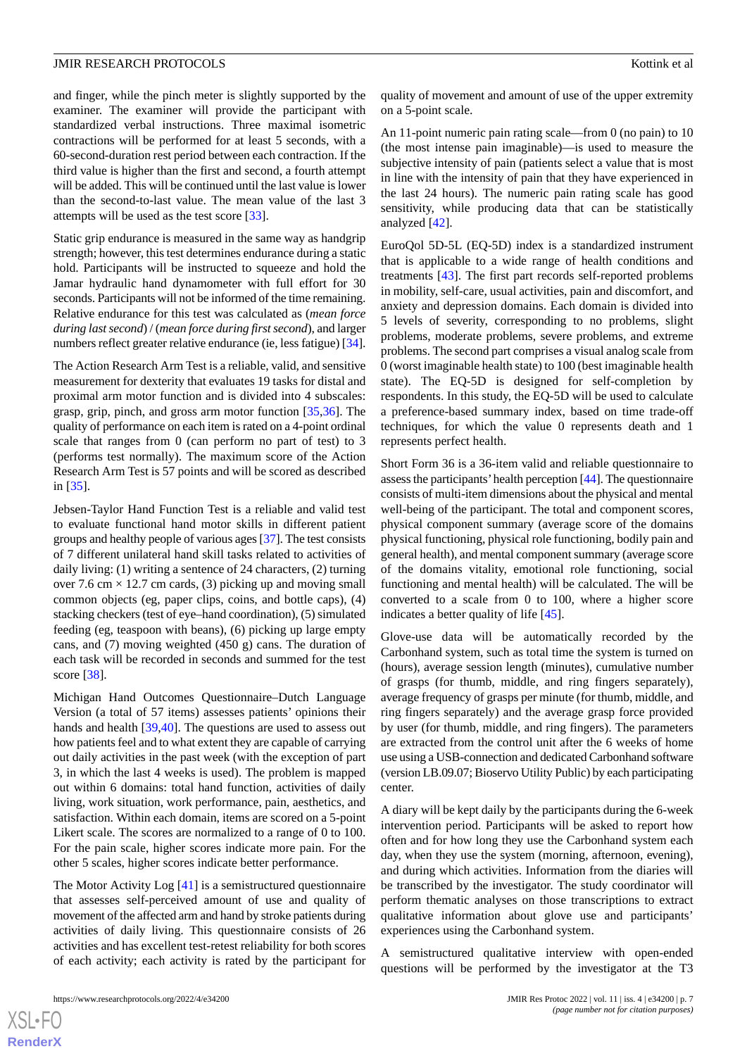and finger, while the pinch meter is slightly supported by the examiner. The examiner will provide the participant with standardized verbal instructions. Three maximal isometric contractions will be performed for at least 5 seconds, with a 60-second-duration rest period between each contraction. If the third value is higher than the first and second, a fourth attempt will be added. This will be continued until the last value is lower than the second-to-last value. The mean value of the last 3 attempts will be used as the test score [33].

Static grip endurance is measured in the same way as handgrip strength; however, this test determines endurance during a static hold. Participants will be instructed to squeeze and hold the Jamar hydraulic hand dynamometer with full effort for 30 seconds. Participants will not be informed of the time remaining. Relative endurance for this test was calculated as (*mean force during last second*) / (*mean force during first second*), and larger numbers reflect greater relative endurance (ie, less fatigue) [34].

The Action Research Arm Test is a reliable, valid, and sensitive measurement for dexterity that evaluates 19 tasks for distal and proximal arm motor function and is divided into 4 subscales: grasp, grip, pinch, and gross arm motor function [35,36]. The quality of performance on each item is rated on a 4-point ordinal scale that ranges from 0 (can perform no part of test) to 3 (performs test normally). The maximum score of the Action Research Arm Test is 57 points and will be scored as described in [35].

Jebsen-Taylor Hand Function Test is a reliable and valid test to evaluate functional hand motor skills in different patient groups and healthy people of various ages [37]. The test consists of 7 different unilateral hand skill tasks related to activities of daily living: (1) writing a sentence of 24 characters, (2) turning over 7.6 cm × 12.7 cm cards, (3) picking up and moving small common objects (eg, paper clips, coins, and bottle caps), (4) stacking checkers (test of eye–hand coordination), (5) simulated feeding (eg, teaspoon with beans), (6) picking up large empty cans, and (7) moving weighted (450 g) cans. The duration of each task will be recorded in seconds and summed for the test score [38].

Michigan Hand Outcomes Questionnaire–Dutch Language Version (a total of 57 items) assesses patients' opinions their hands and health [39,40]. The questions are used to assess out how patients feel and to what extent they are capable of carrying out daily activities in the past week (with the exception of part 3, in which the last 4 weeks is used). The problem is mapped out within 6 domains: total hand function, activities of daily living, work situation, work performance, pain, aesthetics, and satisfaction. Within each domain, items are scored on a 5-point Likert scale. The scores are normalized to a range of 0 to 100. For the pain scale, higher scores indicate more pain. For the other 5 scales, higher scores indicate better performance.

The Motor Activity Log [41] is a semistructured questionnaire that assesses self-perceived amount of use and quality of movement of the affected arm and hand by stroke patients during activities of daily living. This questionnaire consists of 26 activities and has excellent test-retest reliability for both scores of each activity; each activity is rated by the participant for quality of movement and amount of use of the upper extremity on a 5-point scale.

An 11-point numeric pain rating scale—from 0 (no pain) to 10 (the most intense pain imaginable)—is used to measure the subjective intensity of pain (patients select a value that is most in line with the intensity of pain that they have experienced in the last 24 hours). The numeric pain rating scale has good sensitivity, while producing data that can be statistically analyzed [42].

EuroQol 5D-5L (EQ-5D) index is a standardized instrument that is applicable to a wide range of health conditions and treatments [43]. The first part records self-reported problems in mobility, self-care, usual activities, pain and discomfort, and anxiety and depression domains. Each domain is divided into 5 levels of severity, corresponding to no problems, slight problems, moderate problems, severe problems, and extreme problems. The second part comprises a visual analog scale from 0 (worst imaginable health state) to 100 (best imaginable health state). The EQ-5D is designed for self-completion by respondents. In this study, the EQ-5D will be used to calculate a preference-based summary index, based on time trade-off techniques, for which the value 0 represents death and 1 represents perfect health.

Short Form 36 is a 36-item valid and reliable questionnaire to assess the participants' health perception [44]. The questionnaire consists of multi-item dimensions about the physical and mental well-being of the participant. The total and component scores, physical component summary (average score of the domains physical functioning, physical role functioning, bodily pain and general health), and mental component summary (average score of the domains vitality, emotional role functioning, social functioning and mental health) will be calculated. The will be converted to a scale from 0 to 100, where a higher score indicates a better quality of life [45].

Glove-use data will be automatically recorded by the Carbonhand system, such as total time the system is turned on (hours), average session length (minutes), cumulative number of grasps (for thumb, middle, and ring fingers separately), average frequency of grasps per minute (for thumb, middle, and ring fingers separately) and the average grasp force provided by user (for thumb, middle, and ring fingers). The parameters are extracted from the control unit after the 6 weeks of home use using a USB-connection and dedicated Carbonhand software (version LB.09.07; Bioservo Utility Public) by each participating center.

A diary will be kept daily by the participants during the 6-week intervention period. Participants will be asked to report how often and for how long they use the Carbonhand system each day, when they use the system (morning, afternoon, evening), and during which activities. Information from the diaries will be transcribed by the investigator. The study coordinator will perform thematic analyses on those transcriptions to extract qualitative information about glove use and participants' experiences using the Carbonhand system.

A semistructured qualitative interview with open-ended questions will be performed by the investigator at the T3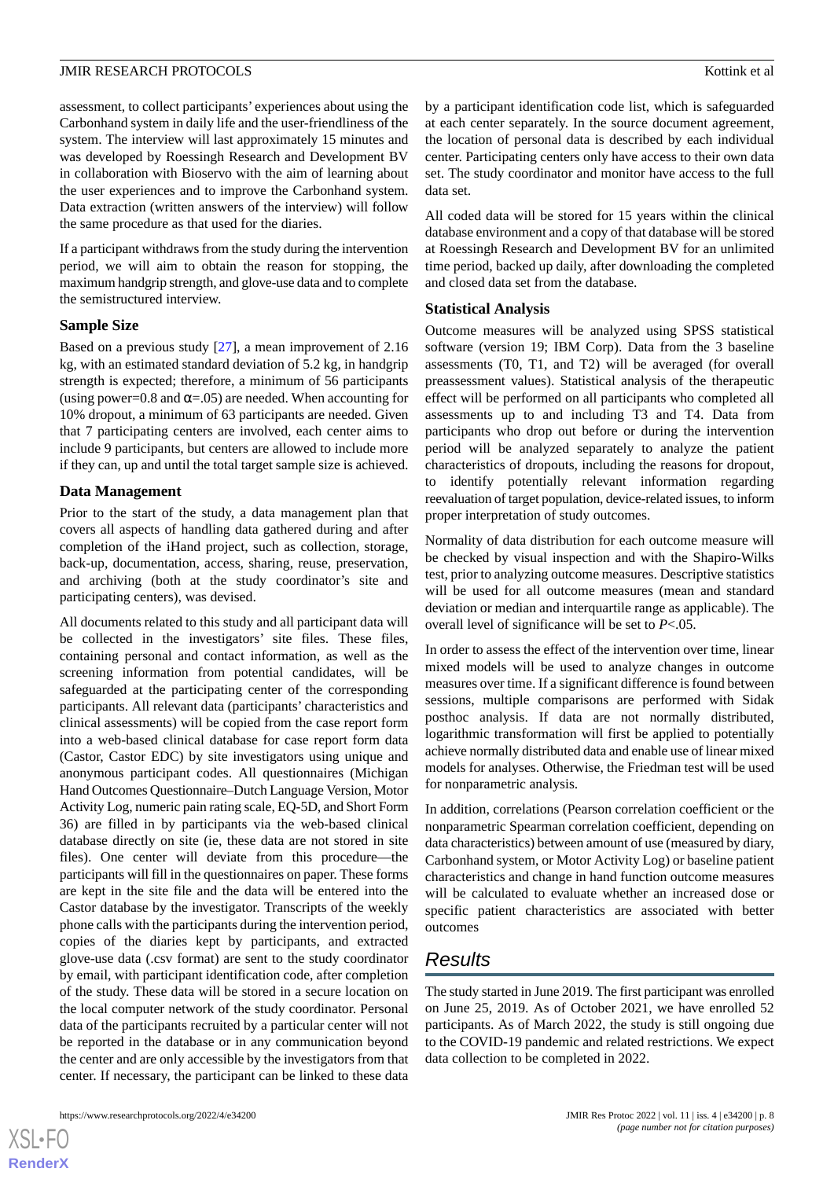assessment, to collect participants' experiences about using the Carbonhand system in daily life and the user-friendliness of the system. The interview will last approximately 15 minutes and was developed by Roessingh Research and Development BV in collaboration with Bioservo with the aim of learning about the user experiences and to improve the Carbonhand system. Data extraction (written answers of the interview) will follow the same procedure as that used for the diaries.

If a participant withdraws from the study during the intervention period, we will aim to obtain the reason for stopping, the maximum handgrip strength, and glove-use data and to complete the semistructured interview.

### Sample Size

Based on a previous study [27], a mean improvement of 2.16 kg, with an estimated standard deviation of 5.2 kg, in handgrip strength is expected; therefore, a minimum of 56 participants (using power=0.8 and α=.05) are needed. When accounting for 10% dropout, a minimum of 63 participants are needed. Given that 7 participating centers are involved, each center aims to include 9 participants, but centers are allowed to include more if they can, up and until the total target sample size is achieved.

### Data Management

Prior to the start of the study, a data management plan that covers all aspects of handling data gathered during and after completion of the iHand project, such as collection, storage, back-up, documentation, access, sharing, reuse, preservation, and archiving (both at the study coordinator's site and participating centers), was devised.

All documents related to this study and all participant data will be collected in the investigators' site files. These files, containing personal and contact information, as well as the screening information from potential candidates, will be safeguarded at the participating center of the corresponding participants. All relevant data (participants' characteristics and clinical assessments) will be copied from the case report form into a web-based clinical database for case report form data (Castor, Castor EDC) by site investigators using unique and anonymous participant codes. All questionnaires (Michigan Hand Outcomes Questionnaire–Dutch Language Version, Motor Activity Log, numeric pain rating scale, EQ-5D, and Short Form 36) are filled in by participants via the web-based clinical database directly on site (ie, these data are not stored in site files). One center will deviate from this procedure—the participants will fill in the questionnaires on paper. These forms are kept in the site file and the data will be entered into the Castor database by the investigator. Transcripts of the weekly phone calls with the participants during the intervention period, copies of the diaries kept by participants, and extracted glove-use data (.csv format) are sent to the study coordinator by email, with participant identification code, after completion of the study. These data will be stored in a secure location on the local computer network of the study coordinator. Personal data of the participants recruited by a particular center will not be reported in the database or in any communication beyond the center and are only accessible by the investigators from that center. If necessary, the participant can be linked to these data by a participant identification code list, which is safeguarded at each center separately. In the source document agreement, the location of personal data is described by each individual center. Participating centers only have access to their own data set. The study coordinator and monitor have access to the full data set.

All coded data will be stored for 15 years within the clinical database environment and a copy of that database will be stored at Roessingh Research and Development BV for an unlimited time period, backed up daily, after downloading the completed and closed data set from the database.

### Statistical Analysis

Outcome measures will be analyzed using SPSS statistical software (version 19; IBM Corp). Data from the 3 baseline assessments (T0, T1, and T2) will be averaged (for overall preassessment values). Statistical analysis of the therapeutic effect will be performed on all participants who completed all assessments up to and including T3 and T4. Data from participants who drop out before or during the intervention period will be analyzed separately to analyze the patient characteristics of dropouts, including the reasons for dropout, to identify potentially relevant information regarding reevaluation of target population, device-related issues, to inform proper interpretation of study outcomes.

Normality of data distribution for each outcome measure will be checked by visual inspection and with the Shapiro-Wilks test, prior to analyzing outcome measures. Descriptive statistics will be used for all outcome measures (mean and standard deviation or median and interquartile range as applicable). The overall level of significance will be set to $P<.05$.

In order to assess the effect of the intervention over time, linear mixed models will be used to analyze changes in outcome measures over time. If a significant difference is found between sessions, multiple comparisons are performed with Sidak posthoc analysis. If data are not normally distributed, logarithmic transformation will first be applied to potentially achieve normally distributed data and enable use of linear mixed models for analyses. Otherwise, the Friedman test will be used for nonparametric analysis.

In addition, correlations (Pearson correlation coefficient or the nonparametric Spearman correlation coefficient, depending on data characteristics) between amount of use (measured by diary, Carbonhand system, or Motor Activity Log) or baseline patient characteristics and change in hand function outcome measures will be calculated to evaluate whether an increased dose or specific patient characteristics are associated with better outcomes

## Results

The study started in June 2019. The first participant was enrolled on June 25, 2019. As of October 2021, we have enrolled 52 participants. As of March 2022, the study is still ongoing due to the COVID-19 pandemic and related restrictions. We expect data collection to be completed in 2022.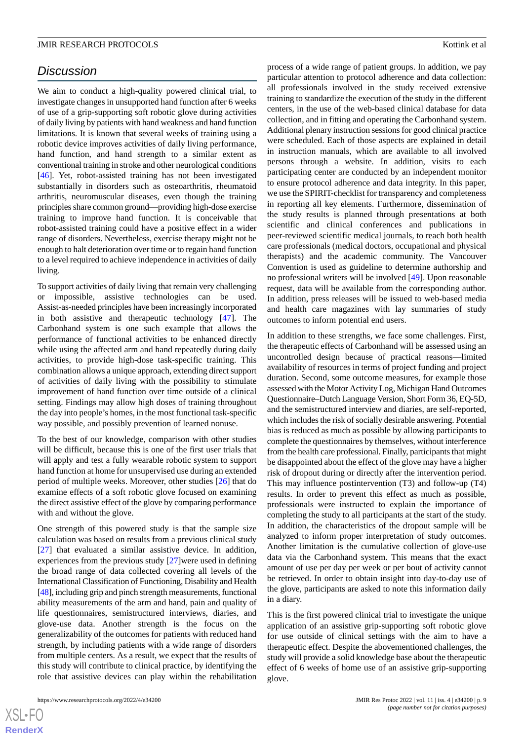## Discussion

We aim to conduct a high-quality powered clinical trial, to investigate changes in unsupported hand function after 6 weeks of use of a grip-supporting soft robotic glove during activities of daily living by patients with hand weakness and hand function limitations. It is known that several weeks of training using a robotic device improves activities of daily living performance, hand function, and hand strength to a similar extent as conventional training in stroke and other neurological conditions [46]. Yet, robot-assisted training has not been investigated substantially in disorders such as osteoarthritis, rheumatoid arthritis, neuromuscular diseases, even though the training principles share common ground—providing high-dose exercise training to improve hand function. It is conceivable that robot-assisted training could have a positive effect in a wider range of disorders. Nevertheless, exercise therapy might not be enough to halt deterioration over time or to regain hand function to a level required to achieve independence in activities of daily living.

To support activities of daily living that remain very challenging or impossible, assistive technologies can be used. Assist-as-needed principles have been increasingly incorporated in both assistive and therapeutic technology [47]. The Carbonhand system is one such example that allows the performance of functional activities to be enhanced directly while using the affected arm and hand repeatedly during daily activities, to provide high-dose task-specific training. This combination allows a unique approach, extending direct support of activities of daily living with the possibility to stimulate improvement of hand function over time outside of a clinical setting. Findings may allow high doses of training throughout the day into people's homes, in the most functional task-specific way possible, and possibly prevention of learned nonuse.

To the best of our knowledge, comparison with other studies will be difficult, because this is one of the first user trials that will apply and test a fully wearable robotic system to support hand function at home for unsupervised use during an extended period of multiple weeks. Moreover, other studies [26] that do examine effects of a soft robotic glove focused on examining the direct assistive effect of the glove by comparing performance with and without the glove.

One strength of this powered study is that the sample size calculation was based on results from a previous clinical study [27] that evaluated a similar assistive device. In addition, experiences from the previous study [27]were used in defining the broad range of data collected covering all levels of the International Classification of Functioning, Disability and Health [48], including grip and pinch strength measurements, functional ability measurements of the arm and hand, pain and quality of life questionnaires, semistructured interviews, diaries, and glove-use data. Another strength is the focus on the generalizability of the outcomes for patients with reduced hand strength, by including patients with a wide range of disorders from multiple centers. As a result, we expect that the results of this study will contribute to clinical practice, by identifying the role that assistive devices can play within the rehabilitation process of a wide range of patient groups. In addition, we pay particular attention to protocol adherence and data collection: all professionals involved in the study received extensive training to standardize the execution of the study in the different centers, in the use of the web-based clinical database for data collection, and in fitting and operating the Carbonhand system. Additional plenary instruction sessions for good clinical practice were scheduled. Each of those aspects are explained in detail in instruction manuals, which are available to all involved persons through a website. In addition, visits to each participating center are conducted by an independent monitor to ensure protocol adherence and data integrity. In this paper, we use the SPIRIT-checklist for transparency and completeness in reporting all key elements. Furthermore, dissemination of the study results is planned through presentations at both scientific and clinical conferences and publications in peer-reviewed scientific medical journals, to reach both health care professionals (medical doctors, occupational and physical therapists) and the academic community. The Vancouver Convention is used as guideline to determine authorship and no professional writers will be involved [49]. Upon reasonable request, data will be available from the corresponding author. In addition, press releases will be issued to web-based media and health care magazines with lay summaries of study outcomes to inform potential end users.

In addition to these strengths, we face some challenges. First, the therapeutic effects of Carbonhand will be assessed using an uncontrolled design because of practical reasons—limited availability of resources in terms of project funding and project duration. Second, some outcome measures, for example those assessed with the Motor Activity Log, Michigan Hand Outcomes Questionnaire–Dutch Language Version, Short Form 36, EQ-5D, and the semistructured interview and diaries, are self-reported, which includes the risk of socially desirable answering. Potential bias is reduced as much as possible by allowing participants to complete the questionnaires by themselves, without interference from the health care professional. Finally, participants that might be disappointed about the effect of the glove may have a higher risk of dropout during or directly after the intervention period. This may influence postintervention (T3) and follow-up (T4) results. In order to prevent this effect as much as possible, professionals were instructed to explain the importance of completing the study to all participants at the start of the study. In addition, the characteristics of the dropout sample will be analyzed to inform proper interpretation of study outcomes. Another limitation is the cumulative collection of glove-use data via the Carbonhand system. This means that the exact amount of use per day per week or per bout of activity cannot be retrieved. In order to obtain insight into day-to-day use of the glove, participants are asked to note this information daily in a diary.

This is the first powered clinical trial to investigate the unique application of an assistive grip-supporting soft robotic glove for use outside of clinical settings with the aim to have a therapeutic effect. Despite the abovementioned challenges, the study will provide a solid knowledge base about the therapeutic effect of 6 weeks of home use of an assistive grip-supporting glove.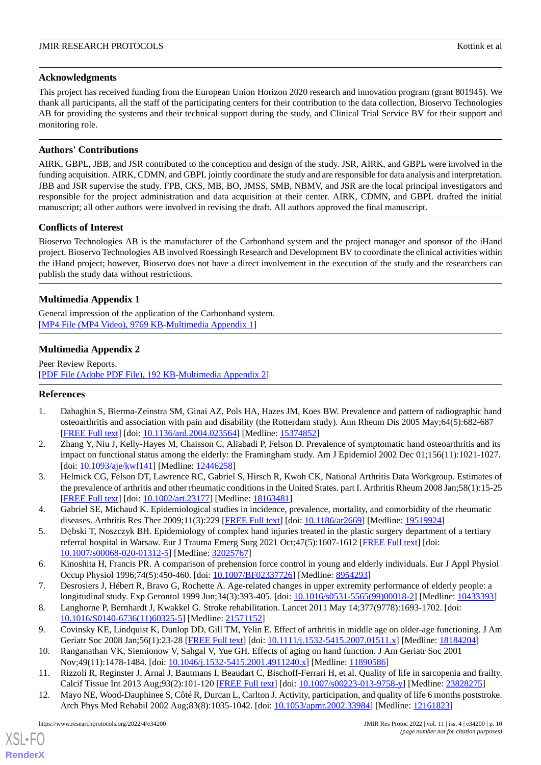## Acknowledgments

This project has received funding from the European Union Horizon 2020 research and innovation program (grant 801945). We thank all participants, all the staff of the participating centers for their contribution to the data collection, Bioservo Technologies AB for providing the systems and their technical support during the study, and Clinical Trial Service BV for their support and monitoring role.

## Authors' Contributions

AIRK, GBPL, JBB, and JSR contributed to the conception and design of the study. JSR, AIRK, and GBPL were involved in the funding acquisition. AIRK, CDMN, and GBPL jointly coordinate the study and are responsible for data analysis and interpretation. JBB and JSR supervise the study. FPB, CKS, MB, BO, JMSS, SMB, NBMV, and JSR are the local principal investigators and responsible for the project administration and data acquisition at their center. AIRK, CDMN, and GBPL drafted the initial manuscript; all other authors were involved in revising the draft. All authors approved the final manuscript.

## Conflicts of Interest

Bioservo Technologies AB is the manufacturer of the Carbonhand system and the project manager and sponsor of the iHand project. Bioservo Technologies AB involved Roessingh Research and Development BV to coordinate the clinical activities within the iHand project; however, Bioservo does not have a direct involvement in the execution of the study and the researchers can publish the study data without restrictions.

## Multimedia Appendix 1

General impression of the application of the Carbonhand system.
[MP4 File (MP4 Video), 9769 KB-Multimedia Appendix 1]

## Multimedia Appendix 2

Peer Review Reports.
[PDF File (Adobe PDF File), 192 KB-Multimedia Appendix 2]

## References

1. Dahaghin S, Bierma-Zeinstra SM, Ginai AZ, Pols HA, Hazes JM, Koes BW. Prevalence and pattern of radiographic hand osteoarthritis and association with pain and disability (the Rotterdam study). Ann Rheum Dis 2005 May;64(5):682-687 [FREE Full text] [doi: 10.1136/ard.2004.023564] [Medline: 15374852]
2. Zhang Y, Niu J, Kelly-Hayes M, Chaisson C, Aliabadi P, Felson D. Prevalence of symptomatic hand osteoarthritis and its impact on functional status among the elderly: the Framingham study. Am J Epidemiol 2002 Dec 01;156(11):1021-1027. [doi: 10.1093/aje/kwf141] [Medline: 12446258]
3. Helmick CG, Felson DT, Lawrence RC, Gabriel S, Hirsch R, Kwoh CK, National Arthritis Data Workgroup. Estimates of the prevalence of arthritis and other rheumatic conditions in the United States. part I. Arthritis Rheum 2008 Jan;58(1):15-25 [FREE Full text] [doi: 10.1002/art.23177] [Medline: 18163481]
4. Gabriel SE, Michaud K. Epidemiological studies in incidence, prevalence, mortality, and comorbidity of the rheumatic diseases. Arthritis Res Ther 2009;11(3):229 [FREE Full text] [doi: 10.1186/ar2669] [Medline: 19519924]
5. Dębski T, Noszczyk BH. Epidemiology of complex hand injuries treated in the plastic surgery department of a tertiary referral hospital in Warsaw. Eur J Trauma Emerg Surg 2021 Oct;47(5):1607-1612 [FREE Full text] [doi: 10.1007/s00068-020-01312-5] [Medline: 32025767]
6. Kinoshita H, Francis PR. A comparison of prehension force control in young and elderly individuals. Eur J Appl Physiol Occup Physiol 1996;74(5):450-460. [doi: 10.1007/BF02337726] [Medline: 8954293]
7. Desrosiers J, Hébert R, Bravo G, Rochette A. Age-related changes in upper extremity performance of elderly people: a longitudinal study. Exp Gerontol 1999 Jun;34(3):393-405. [doi: 10.1016/s0531-5565(99)00018-2] [Medline: 10433393]
8. Langhorne P, Bernhardt J, Kwakkel G. Stroke rehabilitation. Lancet 2011 May 14;377(9778):1693-1702. [doi: 10.1016/S0140-6736(11)60325-5] [Medline: 21571152]
9. Covinsky KE, Lindquist K, Dunlop DD, Gill TM, Yelin E. Effect of arthritis in middle age on older-age functioning. J Am Geriatr Soc 2008 Jan;56(1):23-28 [FREE Full text] [doi: 10.1111/j.1532-5415.2007.01511.x] [Medline: 18184204]
10. Ranganathan VK, Siemionow V, Sahgal V, Yue GH. Effects of aging on hand function. J Am Geriatr Soc 2001 Nov;49(11):1478-1484. [doi: 10.1046/j.1532-5415.2001.4911240.x] [Medline: 11890586]
11. Rizzoli R, Reginster J, Arnal J, Bautmans I, Beaudart C, Bischoff-Ferrari H, et al. Quality of life in sarcopenia and frailty. Calcif Tissue Int 2013 Aug;93(2):101-120 [FREE Full text] [doi: 10.1007/s00223-013-9758-y] [Medline: 23828275]
12. Mayo NE, Wood-Dauphinee S, Côté R, Durcan L, Carlton J. Activity, participation, and quality of life 6 months poststroke. Arch Phys Med Rehabil 2002 Aug;83(8):1035-1042. [doi: 10.1053/apmr.2002.33984] [Medline: 12161823]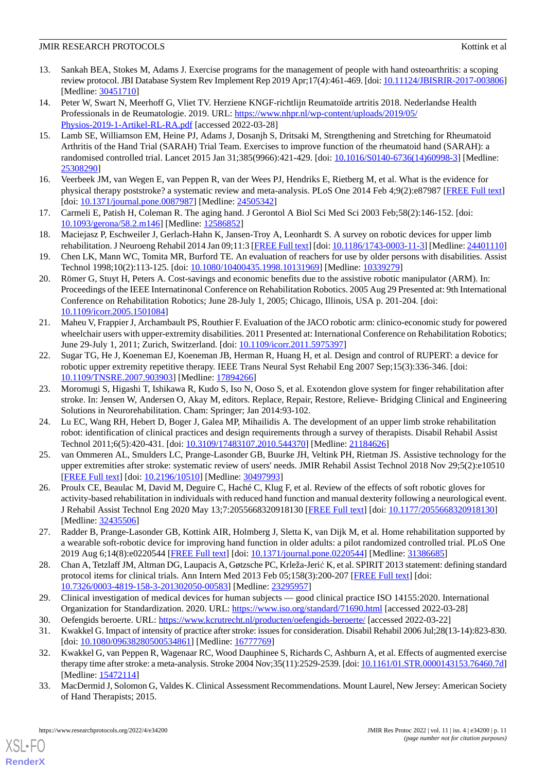13. Sankah BEA, Stokes M, Adams J. Exercise programs for the management of people with hand osteoarthritis: a scoping review protocol. JBI Database System Rev Implement Rep 2019 Apr;17(4):461-469. [doi: 10.11124/JBISRIR-2017-003806] [Medline: 30451710]
14. Peter W, Swart N, Meerhoff G, Vliet TV. Herziene KNGF-richtlijn Reumatoïde artritis 2018. Nederlandse Health Professionals in de Reumatologie. 2019. URL: https://www.nhpr.nl/wp-content/uploads/2019/05/Physios-2019-1-Artikel-RL-RA.pdf [accessed 2022-03-28]
15. Lamb SE, Williamson EM, Heine PJ, Adams J, Dosanjh S, Dritsaki M, Strengthening and Stretching for Rheumatoid Arthritis of the Hand Trial (SARAH) Trial Team. Exercises to improve function of the rheumatoid hand (SARAH): a randomised controlled trial. Lancet 2015 Jan 31;385(9966):421-429. [doi: 10.1016/S0140-6736(14)60998-3] [Medline: 25308290]
16. Veerbeek JM, van Wegen E, van Peppen R, van der Wees PJ, Hendriks E, Rietberg M, et al. What is the evidence for physical therapy poststroke? a systematic review and meta-analysis. PLoS One 2014 Feb 4;9(2):e87987 [FREE Full text] [doi: 10.1371/journal.pone.0087987] [Medline: 24505342]
17. Carmeli E, Patish H, Coleman R. The aging hand. J Gerontol A Biol Sci Med Sci 2003 Feb;58(2):146-152. [doi: 10.1093/gerona/58.2.m146] [Medline: 12586852]
18. Maciejasz P, Eschweiler J, Gerlach-Hahn K, Jansen-Troy A, Leonhardt S. A survey on robotic devices for upper limb rehabilitation. J Neuroeng Rehabil 2014 Jan 09;11:3 [FREE Full text] [doi: 10.1186/1743-0003-11-3] [Medline: 24401110]
19. Chen LK, Mann WC, Tomita MR, Burford TE. An evaluation of reachers for use by older persons with disabilities. Assist Technol 1998;10(2):113-125. [doi: 10.1080/10400435.1998.10131969] [Medline: 10339279]
20. Römer G, Stuyt H, Peters A. Cost-savings and economic benefits due to the assistive robotic manipulator (ARM). In: Proceedings of the IEEE Internatinonal Conference on Rehabilitation Robotics. 2005 Aug 29 Presented at: 9th International Conference on Rehabilitation Robotics; June 28-July 1, 2005; Chicago, Illinois, USA p. 201-204. [doi: 10.1109/icorr.2005.1501084]
21. Maheu V, Frappier J, Archambault PS, Routhier F. Evaluation of the JACO robotic arm: clinico-economic study for powered wheelchair users with upper-extremity disabilities. 2011 Presented at: International Conference on Rehabilitation Robotics; June 29-July 1, 2011; Zurich, Switzerland. [doi: 10.1109/icorr.2011.5975397]
22. Sugar TG, He J, Koeneman EJ, Koeneman JB, Herman R, Huang H, et al. Design and control of RUPERT: a device for robotic upper extremity repetitive therapy. IEEE Trans Neural Syst Rehabil Eng 2007 Sep;15(3):336-346. [doi: 10.1109/TNSRE.2007.903903] [Medline: 17894266]
23. Moromugi S, Higashi T, Ishikawa R, Kudo S, Iso N, Ooso S, et al. Exotendon glove system for finger rehabilitation after stroke. In: Jensen W, Andersen O, Akay M, editors. Replace, Repair, Restore, Relieve- Bridging Clinical and Engineering Solutions in Neurorehabilitation. Cham: Springer; Jan 2014:93-102.
24. Lu EC, Wang RH, Hebert D, Boger J, Galea MP, Mihailidis A. The development of an upper limb stroke rehabilitation robot: identification of clinical practices and design requirements through a survey of therapists. Disabil Rehabil Assist Technol 2011;6(5):420-431. [doi: 10.3109/17483107.2010.544370] [Medline: 21184626]
25. van Ommeren AL, Smulders LC, Prange-Lasonder GB, Buurke JH, Veltink PH, Rietman JS. Assistive technology for the upper extremities after stroke: systematic review of users' needs. JMIR Rehabil Assist Technol 2018 Nov 29;5(2):e10510 [FREE Full text] [doi: 10.2196/10510] [Medline: 30497993]
26. Proulx CE, Beaulac M, David M, Deguire C, Haché C, Klug F, et al. Review of the effects of soft robotic gloves for activity-based rehabilitation in individuals with reduced hand function and manual dexterity following a neurological event. J Rehabil Assist Technol Eng 2020 May 13;7:2055668320918130 [FREE Full text] [doi: 10.1177/2055668320918130] [Medline: 32435506]
27. Radder B, Prange-Lasonder GB, Kottink AIR, Holmberg J, Sletta K, van Dijk M, et al. Home rehabilitation supported by a wearable soft-robotic device for improving hand function in older adults: a pilot randomized controlled trial. PLoS One 2019 Aug 6;14(8):e0220544 [FREE Full text] [doi: 10.1371/journal.pone.0220544] [Medline: 31386685]
28. Chan A, Tetzlaff JM, Altman DG, Laupacis A, Gøtzsche PC, Krleža-Jerić K, et al. SPIRIT 2013 statement: defining standard protocol items for clinical trials. Ann Intern Med 2013 Feb 05;158(3):200-207 [FREE Full text] [doi: 10.7326/0003-4819-158-3-201302050-00583] [Medline: 23295957]
29. Clinical investigation of medical devices for human subjects — good clinical practice ISO 14155:2020. International Organization for Standardization. 2020. URL: https://www.iso.org/standard/71690.html [accessed 2022-03-28]
30. Oefengids beroerte. URL: https://www.kcrutrecht.nl/producten/oefengids-beroerte/ [accessed 2022-03-22]
31. Kwakkel G. Impact of intensity of practice after stroke: issues for consideration. Disabil Rehabil 2006 Jul;28(13-14):823-830. [doi: 10.1080/09638280500534861] [Medline: 16777769]
32. Kwakkel G, van Peppen R, Wagenaar RC, Wood Dauphinee S, Richards C, Ashburn A, et al. Effects of augmented exercise therapy time after stroke: a meta-analysis. Stroke 2004 Nov;35(11):2529-2539. [doi: 10.1161/01.STR.0000143153.76460.7d] [Medline: 15472114]
33. MacDermid J, Solomon G, Valdes K. Clinical Assessment Recommendations. Mount Laurel, New Jersey: American Society of Hand Therapists; 2015.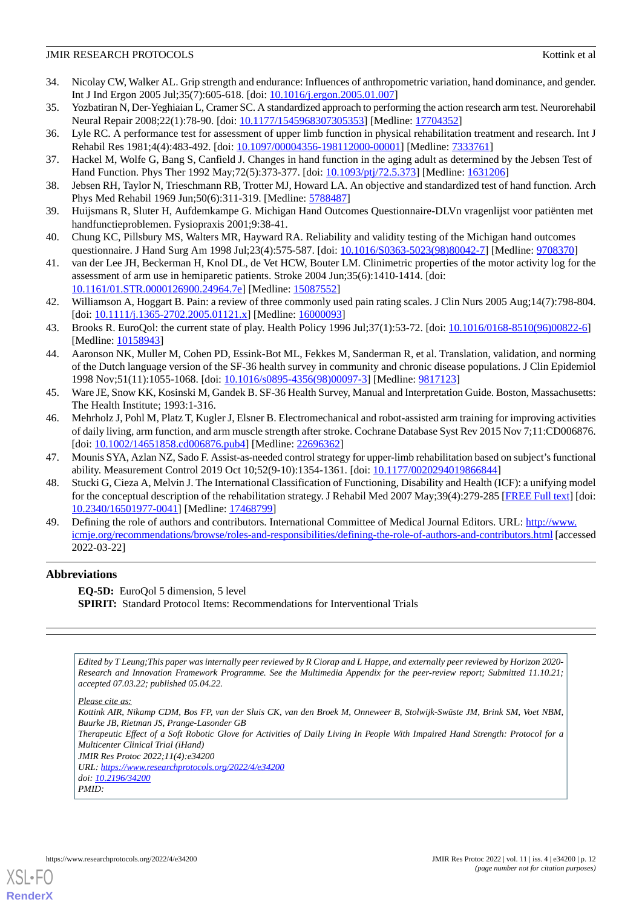34. Nicolay CW, Walker AL. Grip strength and endurance: Influences of anthropometric variation, hand dominance, and gender. Int J Ind Ergon 2005 Jul;35(7):605-618. [doi: 10.1016/j.ergon.2005.01.007]
35. Yozbatiran N, Der-Yeghiaian L, Cramer SC. A standardized approach to performing the action research arm test. Neurorehabil Neural Repair 2008;22(1):78-90. [doi: 10.1177/1545968307305353] [Medline: 17704352]
36. Lyle RC. A performance test for assessment of upper limb function in physical rehabilitation treatment and research. Int J Rehabil Res 1981;4(4):483-492. [doi: 10.1097/00004356-198112000-00001] [Medline: 7333761]
37. Hackel M, Wolfe G, Bang S, Canfield J. Changes in hand function in the aging adult as determined by the Jebsen Test of Hand Function. Phys Ther 1992 May;72(5):373-377. [doi: 10.1093/ptj/72.5.373] [Medline: 1631206]
38. Jebsen RH, Taylor N, Trieschmann RB, Trotter MJ, Howard LA. An objective and standardized test of hand function. Arch Phys Med Rehabil 1969 Jun;50(6):311-319. [Medline: 5788487]
39. Huijsmans R, Sluter H, Aufdemkampe G. Michigan Hand Outcomes Questionnaire-DLVn vragenlijst voor patiënten met handfunctieproblemen. Fysiopraxis 2001;9:38-41.
40. Chung KC, Pillsbury MS, Walters MR, Hayward RA. Reliability and validity testing of the Michigan hand outcomes questionnaire. J Hand Surg Am 1998 Jul;23(4):575-587. [doi: 10.1016/S0363-5023(98)80042-7] [Medline: 9708370]
41. van der Lee JH, Beckerman H, Knol DL, de Vet HCW, Bouter LM. Clinimetric properties of the motor activity log for the assessment of arm use in hemiparetic patients. Stroke 2004 Jun;35(6):1410-1414. [doi: 10.1161/01.STR.0000126900.24964.7e] [Medline: 15087552]
42. Williamson A, Hoggart B. Pain: a review of three commonly used pain rating scales. J Clin Nurs 2005 Aug;14(7):798-804. [doi: 10.1111/j.1365-2702.2005.01121.x] [Medline: 16000093]
43. Brooks R. EuroQol: the current state of play. Health Policy 1996 Jul;37(1):53-72. [doi: 10.1016/0168-8510(96)00822-6] [Medline: 10158943]
44. Aaronson NK, Muller M, Cohen PD, Essink-Bot ML, Fekkes M, Sanderman R, et al. Translation, validation, and norming of the Dutch language version of the SF-36 health survey in community and chronic disease populations. J Clin Epidemiol 1998 Nov;51(11):1055-1068. [doi: 10.1016/s0895-4356(98)00097-3] [Medline: 9817123]
45. Ware JE, Snow KK, Kosinski M, Gandek B. SF-36 Health Survey, Manual and Interpretation Guide. Boston, Massachusetts: The Health Institute; 1993:1-316.
46. Mehrholz J, Pohl M, Platz T, Kugler J, Elsner B. Electromechanical and robot-assisted arm training for improving activities of daily living, arm function, and arm muscle strength after stroke. Cochrane Database Syst Rev 2015 Nov 7;11:CD006876. [doi: 10.1002/14651858.cd006876.pub4] [Medline: 22696362]
47. Mounis SYA, Azlan NZ, Sado F. Assist-as-needed control strategy for upper-limb rehabilitation based on subject's functional ability. Measurement Control 2019 Oct 10;52(9-10):1354-1361. [doi: 10.1177/0020294019866844]
48. Stucki G, Cieza A, Melvin J. The International Classification of Functioning, Disability and Health (ICF): a unifying model for the conceptual description of the rehabilitation strategy. J Rehabil Med 2007 May;39(4):279-285 [FREE Full text] [doi: 10.2340/16501977-0041] [Medline: 17468799]
49. Defining the role of authors and contributors. International Committee of Medical Journal Editors. URL: http://www.icmje.org/recommendations/browse/roles-and-responsibilities/defining-the-role-of-authors-and-contributors.html [accessed 2022-03-22]

## Abbreviations

**EQ-5D:** EuroQol 5 dimension, 5 level
**SPIRIT:** Standard Protocol Items: Recommendations for Interventional Trials

*Edited by T Leung;This paper was internally peer reviewed by R Ciorap and L Happe, and externally peer reviewed by Horizon 2020-Research and Innovation Framework Programme. See the Multimedia Appendix for the peer-review report; Submitted 11.10.21; accepted 07.03.22; published 05.04.22.*

*Please cite as:*
*Kottink AIR, Nikamp CDM, Bos FP, van der Sluis CK, van den Broek M, Onneweer B, Stolwijk-Swüste JM, Brink SM, Voet NBM, Buurke JB, Rietman JS, Prange-Lasonder GB*
*Therapeutic Effect of a Soft Robotic Glove for Activities of Daily Living In People With Impaired Hand Strength: Protocol for a Multicenter Clinical Trial (iHand)*
*JMIR Res Protoc 2022;11(4):e34200*
*URL: https://www.researchprotocols.org/2022/4/e34200*
*doi: 10.2196/34200*
*PMID:*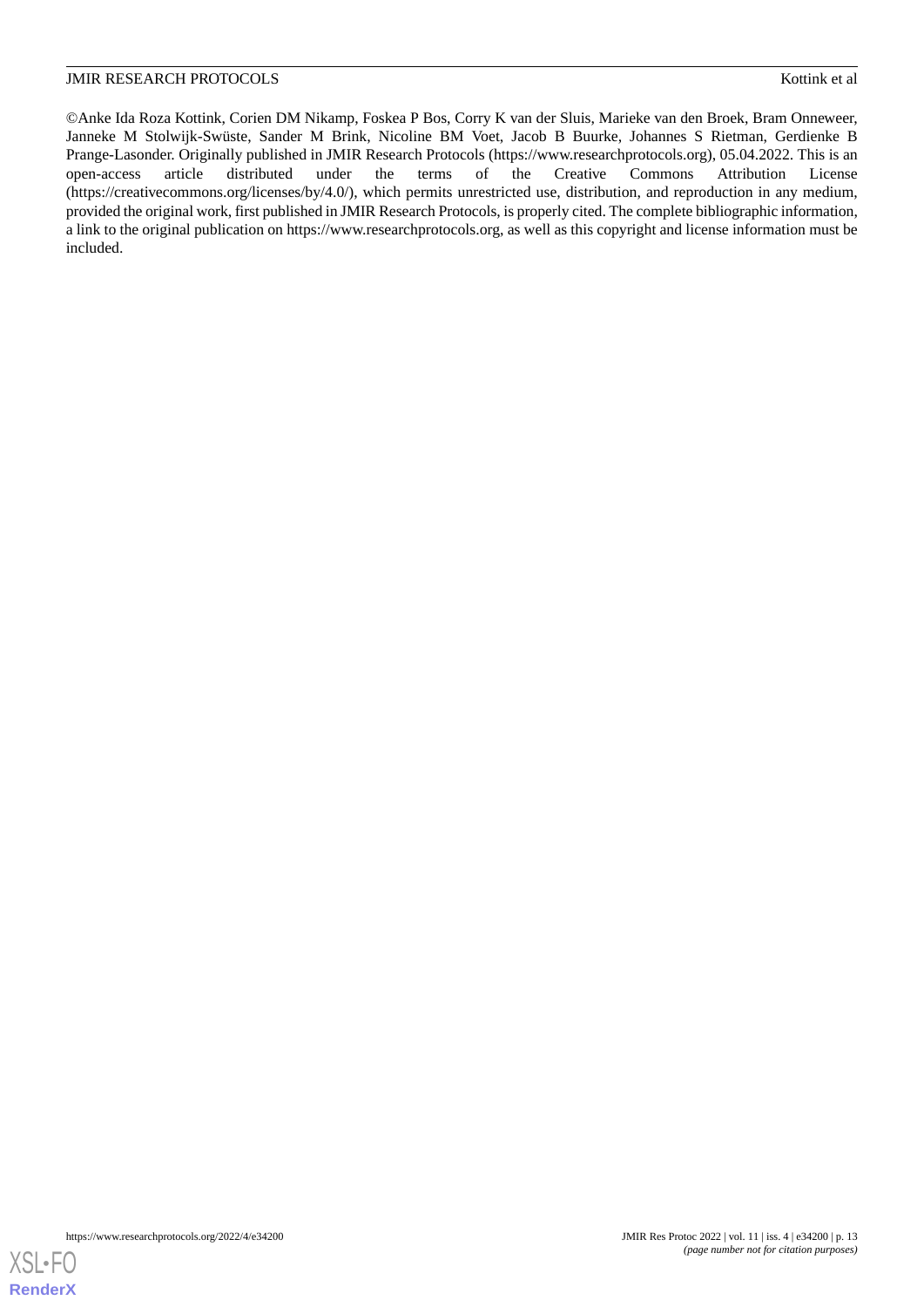©Anke Ida Roza Kottink, Corien DM Nikamp, Foskea P Bos, Corry K van der Sluis, Marieke van den Broek, Bram Onneweer, Janneke M Stolwijk-Swüste, Sander M Brink, Nicoline BM Voet, Jacob B Buurke, Johannes S Rietman, Gerdienke B Prange-Lasonder. Originally published in JMIR Research Protocols (https://www.researchprotocols.org), 05.04.2022. This is an open-access article distributed under the terms of the Creative Commons Attribution License (https://creativecommons.org/licenses/by/4.0/), which permits unrestricted use, distribution, and reproduction in any medium, provided the original work, first published in JMIR Research Protocols, is properly cited. The complete bibliographic information, a link to the original publication on https://www.researchprotocols.org, as well as this copyright and license information must be included.